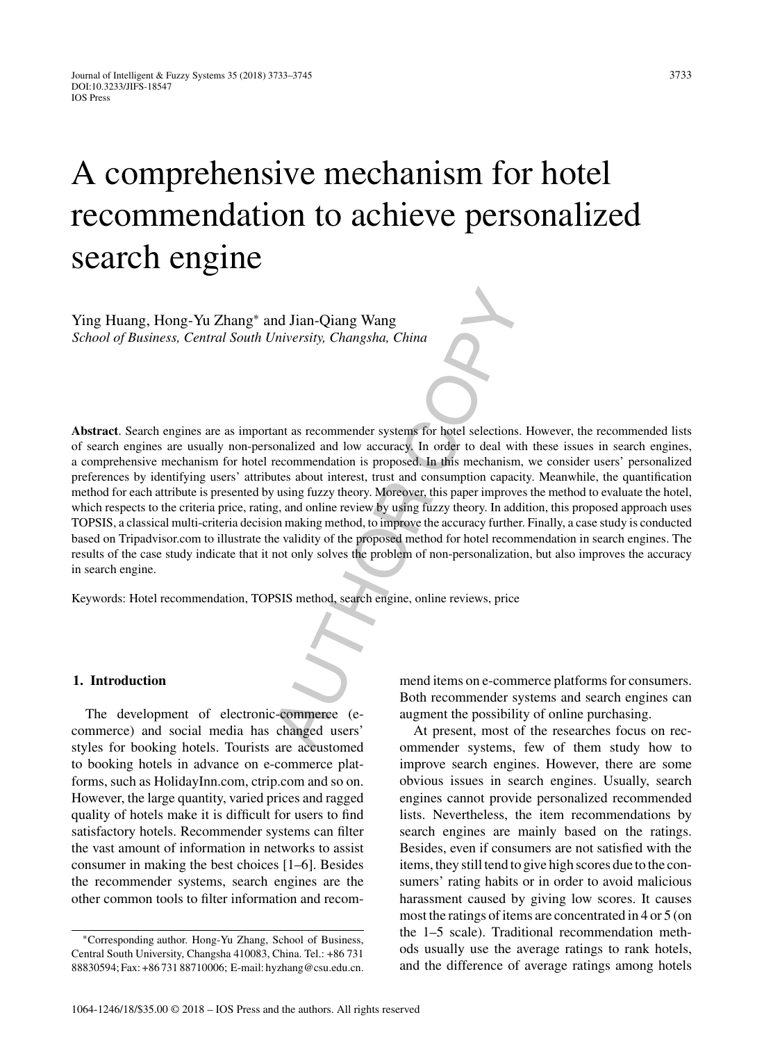# A comprehensive mechanism for hotel recommendation to achieve personalized search engine

Ying Huang, Hong-Yu Zhang* and Jian-Qiang Wang

*School of Business, Central South University, Changsha, China*

**Abstract**. Search engines are as important as recommender systems for hotel selections. However, the recommended lists of search engines are usually non-personalized and low accuracy. In order to deal with these issues in search engines, a comprehensive mechanism for hotel recommendation is proposed. In this mechanism, we consider users' personalized preferences by identifying users' attributes about interest, trust and consumption capacity. Meanwhile, the quantification method for each attribute is presented by using fuzzy theory. Moreover, this paper improves the method to evaluate the hotel, which respects to the criteria price, rating, and online review by using fuzzy theory. In addition, this proposed approach uses TOPSIS, a classical multi-criteria decision making method, to improve the accuracy further. Finally, a case study is conducted based on Tripadvisor.com to illustrate the validity of the proposed method for hotel recommendation in search engines. The results of the case study indicate that it not only solves the problem of non-personalization, but also improves the accuracy in search engine.

Keywords: Hotel recommendation, TOPSIS method, search engine, online reviews, price

## 1. Introduction

The development of electronic-commerce (e-commerce) and social media has changed users' styles for booking hotels. Tourists are accustomed to booking hotels in advance on e-commerce platforms, such as HolidayInn.com, ctrip.com and so on. However, the large quantity, varied prices and ragged quality of hotels make it is difficult for users to find satisfactory hotels. Recommender systems can filter the vast amount of information in networks to assist consumer in making the best choices [1–6]. Besides the recommender systems, search engines are the other common tools to filter information and recommend items on e-commerce platforms for consumers. Both recommender systems and search engines can augment the possibility of online purchasing.

At present, most of the researches focus on recommender systems, few of them study how to improve search engines. However, there are some obvious issues in search engines. Usually, search engines cannot provide personalized recommended lists. Nevertheless, the item recommendations by search engines are mainly based on the ratings. Besides, even if consumers are not satisfied with the items, they still tend to give high scores due to the consumers' rating habits or in order to avoid malicious harassment caused by giving low scores. It causes most the ratings of items are concentrated in 4 or 5 (on the 1–5 scale). Traditional recommendation methods usually use the average ratings to rank hotels, and the difference of average ratings among hotels

*Corresponding author. Hong-Yu Zhang, School of Business, Central South University, Changsha 410083, China. Tel.: +86 731 88830594; Fax: +86 731 88710006; E-mail: hyzhang@csu.edu.cn.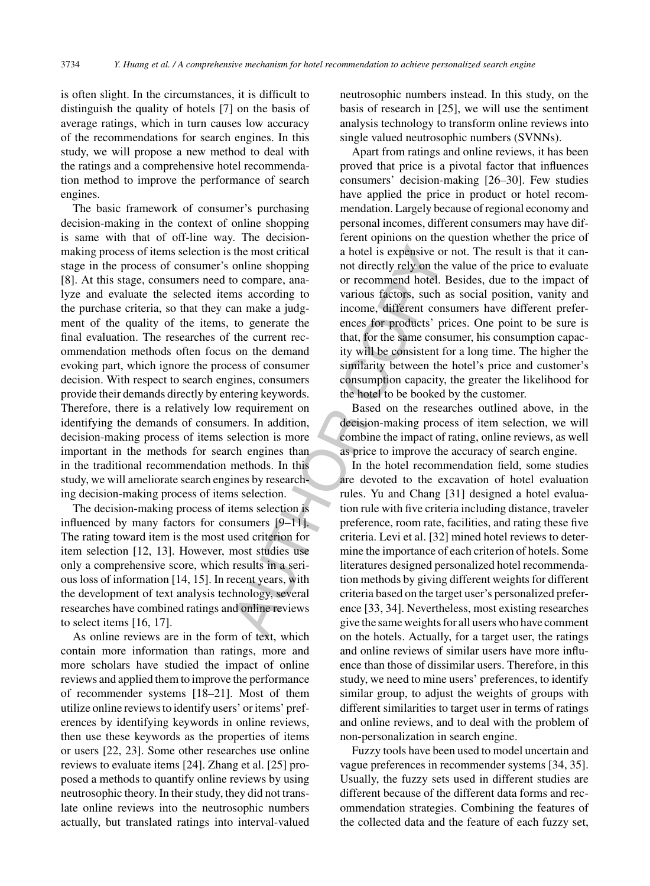is often slight. In the circumstances, it is difficult to distinguish the quality of hotels [7] on the basis of average ratings, which in turn causes low accuracy of the recommendations for search engines. In this study, we will propose a new method to deal with the ratings and a comprehensive hotel recommendation method to improve the performance of search engines.

The basic framework of consumer's purchasing decision-making in the context of online shopping is same with that of off-line way. The decision-making process of items selection is the most critical stage in the process of consumer's online shopping [8]. At this stage, consumers need to compare, analyze and evaluate the selected items according to the purchase criteria, so that they can make a judgment of the quality of the items, to generate the final evaluation. The researches of the current recommendation methods often focus on the demand evoking part, which ignore the process of consumer decision. With respect to search engines, consumers provide their demands directly by entering keywords. Therefore, there is a relatively low requirement on identifying the demands of consumers. In addition, decision-making process of items selection is more important in the methods for search engines than in the traditional recommendation methods. In this study, we will ameliorate search engines by researching decision-making process of items selection.

The decision-making process of items selection is influenced by many factors for consumers [9–11]. The rating toward item is the most used criterion for item selection [12, 13]. However, most studies use only a comprehensive score, which results in a serious loss of information [14, 15]. In recent years, with the development of text analysis technology, several researches have combined ratings and online reviews to select items [16, 17].

As online reviews are in the form of text, which contain more information than ratings, more and more scholars have studied the impact of online reviews and applied them to improve the performance of recommender systems [18–21]. Most of them utilize online reviews to identify users' or items' preferences by identifying keywords in online reviews, then use these keywords as the properties of items or users [22, 23]. Some other researches use online reviews to evaluate items [24]. Zhang et al. [25] proposed a methods to quantify online reviews by using neutrosophic theory. In their study, they did not translate online reviews into the neutrosophic numbers actually, but translated ratings into interval-valued neutrosophic numbers instead. In this study, on the basis of research in [25], we will use the sentiment analysis technology to transform online reviews into single valued neutrosophic numbers (SVNNs).

Apart from ratings and online reviews, it has been proved that price is a pivotal factor that influences consumers' decision-making [26–30]. Few studies have applied the price in product or hotel recommendation. Largely because of regional economy and personal incomes, different consumers may have different opinions on the question whether the price of a hotel is expensive or not. The result is that it cannot directly rely on the value of the price to evaluate or recommend hotel. Besides, due to the impact of various factors, such as social position, vanity and income, different consumers have different preferences for products' prices. One point to be sure is that, for the same consumer, his consumption capacity will be consistent for a long time. The higher the similarity between the hotel's price and customer's consumption capacity, the greater the likelihood for the hotel to be booked by the customer.

Based on the researches outlined above, in the decision-making process of item selection, we will combine the impact of rating, online reviews, as well as price to improve the accuracy of search engine.

In the hotel recommendation field, some studies are devoted to the excavation of hotel evaluation rules. Yu and Chang [31] designed a hotel evaluation rule with five criteria including distance, traveler preference, room rate, facilities, and rating these five criteria. Levi et al. [32] mined hotel reviews to determine the importance of each criterion of hotels. Some literatures designed personalized hotel recommendation methods by giving different weights for different criteria based on the target user's personalized preference [33, 34]. Nevertheless, most existing researches give the same weights for all users who have comment on the hotels. Actually, for a target user, the ratings and online reviews of similar users have more influence than those of dissimilar users. Therefore, in this study, we need to mine users' preferences, to identify similar group, to adjust the weights of groups with different similarities to target user in terms of ratings and online reviews, and to deal with the problem of non-personalization in search engine.

Fuzzy tools have been used to model uncertain and vague preferences in recommender systems [34, 35]. Usually, the fuzzy sets used in different studies are different because of the different data forms and recommendation strategies. Combining the features of the collected data and the feature of each fuzzy set,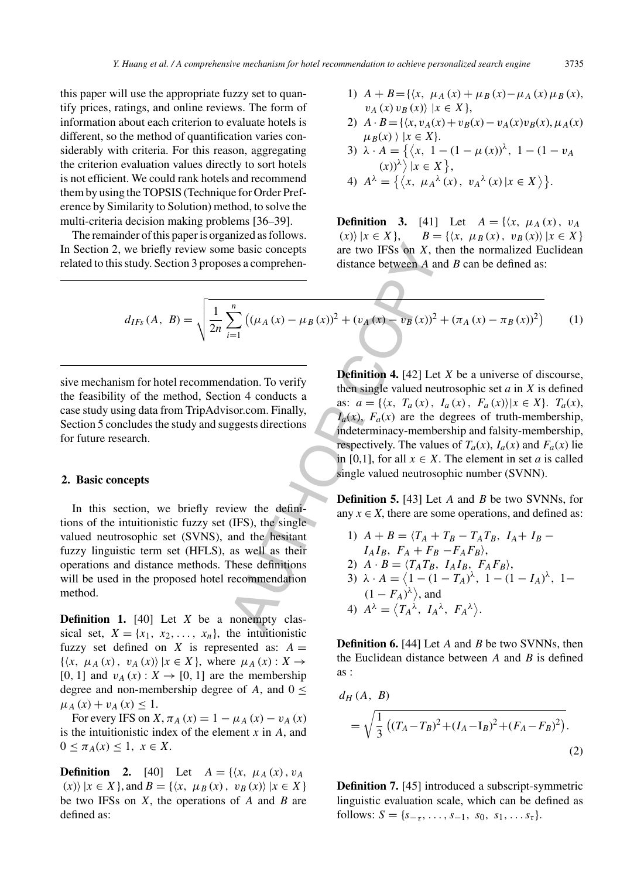this paper will use the appropriate fuzzy set to quantify prices, ratings, and online reviews. The form of information about each criterion to evaluate hotels is different, so the method of quantification varies considerably with criteria. For this reason, aggregating the criterion evaluation values directly to sort hotels is not efficient. We could rank hotels and recommend them by using the TOPSIS (Technique for Order Preference by Similarity to Solution) method, to solve the multi-criteria decision making problems [36–39].

The remainder of this paper is organized as follows. In Section 2, we briefly review some basic concepts related to this study. Section 3 proposes a comprehensive mechanism for hotel recommendation. To verify the feasibility of the method, Section 4 conducts a case study using data from TripAdvisor.com. Finally, Section 5 concludes the study and suggests directions for future research.

## 2. Basic concepts

In this section, we briefly review the definitions of the intuitionistic fuzzy set (IFS), the single valued neutrosophic set (SVNS), and the hesitant fuzzy linguistic term set (HFLS), as well as their operations and distance methods. These definitions will be used in the proposed hotel recommendation method.

**Definition 1.** [40] Let $X$ be a nonempty classical set, $X = \{x_1, x_2, \ldots, x_n\}$, the intuitionistic fuzzy set defined on $X$ is represented as: $A = \{\langle x, \mu_A(x), v_A(x)\rangle \,|x \in X\}$, where $\mu_A(x) : X \to [0,1]$ and $v_A(x) : X \to [0,1]$ are the membership degree and non-membership degree of $A$, and $0 \le \mu_A(x) + v_A(x) \le 1$.

For every IFS on $X$, $\pi_A(x) = 1 - \mu_A(x) - v_A(x)$ is the intuitionistic index of the element $x$ in $A$, and $0 \le \pi_A(x) \le 1,\ x \in X$.

**Definition 2.** [40] Let $A = \{\langle x, \mu_A(x), v_A(x)\rangle \,|x \in X\}$, and $B = \{\langle x, \mu_B(x), v_B(x)\rangle \,|x \in X\}$ be two IFSs on $X$, the operations of $A$ and $B$ are defined as:

1) $A + B = \{\langle x, \mu_A(x) + \mu_B(x) - \mu_A(x)\mu_B(x), v_A(x)v_B(x)\rangle \,|x \in X\}$,
2) $A \cdot B = \{\langle x, v_A(x) + v_B(x) - v_A(x)v_B(x), \mu_A(x)\mu_B(x)\rangle \,|x \in X\}$.
3) $\lambda \cdot A = \left\{\left\langle x, 1 - (1 - \mu(x))^{\lambda}, 1 - (1 - v_A(x))^{\lambda}\right\rangle |x \in X\right\}$,
4) $A^{\lambda} = \left\{\left\langle x, \mu_A{}^{\lambda}(x), v_A{}^{\lambda}(x) \,|x \in X\right\rangle\right\}$.

**Definition 3.** [41] Let $A = \{\langle x, \mu_A(x), v_A(x)\rangle \,|x \in X\}$, $B = \{\langle x, \mu_B(x), v_B(x)\rangle \,|x \in X\}$ are two IFSs on $X$, then the normalized Euclidean distance between $A$ and $B$ can be defined as:

$$d_{IFs}(A, B) = \sqrt{\frac{1}{2n}\sum_{i=1}^{n}\left((\mu_A(x) - \mu_B(x))^2 + (v_A(x) - v_B(x))^2 + (\pi_A(x) - \pi_B(x))^2\right)} \tag{1}$$

**Definition 4.** [42] Let $X$ be a universe of discourse, then single valued neutrosophic set $a$ in $X$ is defined as: $a = \{\langle x, T_a(x), I_a(x), F_a(x)\rangle |x \in X\}$. $T_a(x)$, $I_a(x)$, $F_a(x)$ are the degrees of truth-membership, indeterminacy-membership and falsity-membership, respectively. The values of $T_a(x)$, $I_a(x)$ and $F_a(x)$ lie in [0,1], for all $x \in X$. The element in set $a$ is called single valued neutrosophic number (SVNN).

**Definition 5.** [43] Let $A$ and $B$ be two SVNNs, for any $x \in X$, there are some operations, and defined as:

1) $A + B = \langle T_A + T_B - T_A T_B,\ I_A + I_B - I_A I_B,\ F_A + F_B - F_A F_B\rangle$,
2) $A \cdot B = \langle T_A T_B,\ I_A I_B,\ F_A F_B\rangle$,
3) $\lambda \cdot A = \left\langle 1 - (1 - T_A)^{\lambda},\ 1 - (1 - I_A)^{\lambda},\ 1 - (1 - F_A)^{\lambda}\right\rangle$, and
4) $A^{\lambda} = \left\langle T_A{}^{\lambda},\ I_A{}^{\lambda},\ F_A{}^{\lambda}\right\rangle$.

**Definition 6.** [44] Let $A$ and $B$ be two SVNNs, then the Euclidean distance between $A$ and $B$ is defined as :

$$d_H(A, B) = \sqrt{\frac{1}{3}\left((T_A - T_B)^2 + (I_A - I_B)^2 + (F_A - F_B)^2\right)}. \tag{2}$$

**Definition 7.** [45] introduced a subscript-symmetric linguistic evaluation scale, which can be defined as follows: $S = \{s_{-\tau}, \ldots, s_{-1}, s_0, s_1, \ldots s_{\tau}\}$.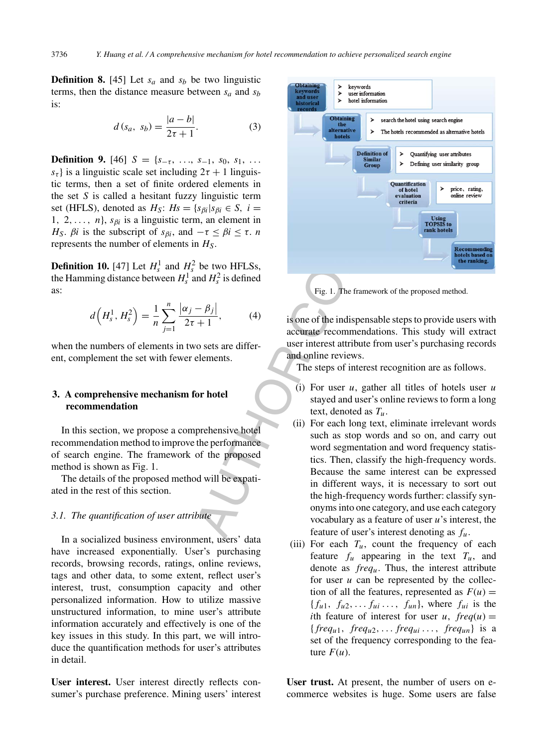**Definition 8.** [45] Let $s_a$ and $s_b$ be two linguistic terms, then the distance measure between $s_a$ and $s_b$ is:

$$d(s_a, s_b) = \frac{|a-b|}{2\tau+1}. \tag{3}$$

**Definition 9.** [46] $S = \{s_{-\tau}, \ldots, s_{-1}, s_0, s_1, \ldots s_\tau\}$ is a linguistic scale set including $2\tau+1$ linguistic terms, then a set of finite ordered elements in the set $S$ is called a hesitant fuzzy linguistic term set (HFLS), denoted as $H_S$: $Hs = \{s_{\beta i} | s_{\beta i} \in S,\ i = 1, 2, \ldots, n\}$, $s_{\beta i}$ is a linguistic term, an element in $H_S$. $\beta i$ is the subscript of $s_{\beta i}$, and $-\tau \leq \beta i \leq \tau$. $n$ represents the number of elements in $H_S$.

**Definition 10.** [47] Let $H_s^1$ and $H_s^2$ be two HFLSs, the Hamming distance between $H_s^1$ and $H_s^2$ is defined as:

$$d\left(H_s^1, H_s^2\right) = \frac{1}{n}\sum_{j=1}^{n}\frac{|\alpha_j - \beta_j|}{2\tau+1}, \tag{4}$$

when the numbers of elements in two sets are different, complement the set with fewer elements.

## 3. A comprehensive mechanism for hotel recommendation

In this section, we propose a comprehensive hotel recommendation method to improve the performance of search engine. The framework of the proposed method is shown as Fig. 1.

The details of the proposed method will be expatiated in the rest of this section.

### 3.1. The quantification of user attribute

In a socialized business environment, users' data have increased exponentially. User's purchasing records, browsing records, ratings, online reviews, tags and other data, to some extent, reflect user's interest, trust, consumption capacity and other personalized information. How to utilize massive unstructured information, to mine user's attribute information accurately and effectively is one of the key issues in this study. In this part, we will introduce the quantification methods for user's attributes in detail.

**User interest.** User interest directly reflects consumer's purchase preference. Mining users' interest is one of the indispensable steps to provide users with accurate recommendations. This study will extract user interest attribute from user's purchasing records and online reviews.

Fig. 1. The framework of the proposed method.

The steps of interest recognition are as follows.

(i) For user $u$, gather all titles of hotels user $u$ stayed and user's online reviews to form a long text, denoted as $T_u$.

(ii) For each long text, eliminate irrelevant words such as stop words and so on, and carry out word segmentation and word frequency statistics. Then, classify the high-frequency words. Because the same interest can be expressed in different ways, it is necessary to sort out the high-frequency words further: classify synonyms into one category, and use each category vocabulary as a feature of user $u$'s interest, the feature of user's interest denoting as $f_u$.

(iii) For each $T_u$, count the frequency of each feature $f_u$ appearing in the text $T_u$, and denote as $freq_u$. Thus, the interest attribute for user $u$ can be represented by the collection of all the features, represented as $F(u) = \{f_{u1}, f_{u2}, \ldots f_{ui} \ldots, f_{un}\}$, where $f_{ui}$ is the $i$th feature of interest for user $u$, $freq(u) = \{freq_{u1}, freq_{u2}, \ldots freq_{ui} \ldots, freq_{un}\}$ is a set of the frequency corresponding to the feature $F(u)$.

**User trust.** At present, the number of users on e-commerce websites is huge. Some users are false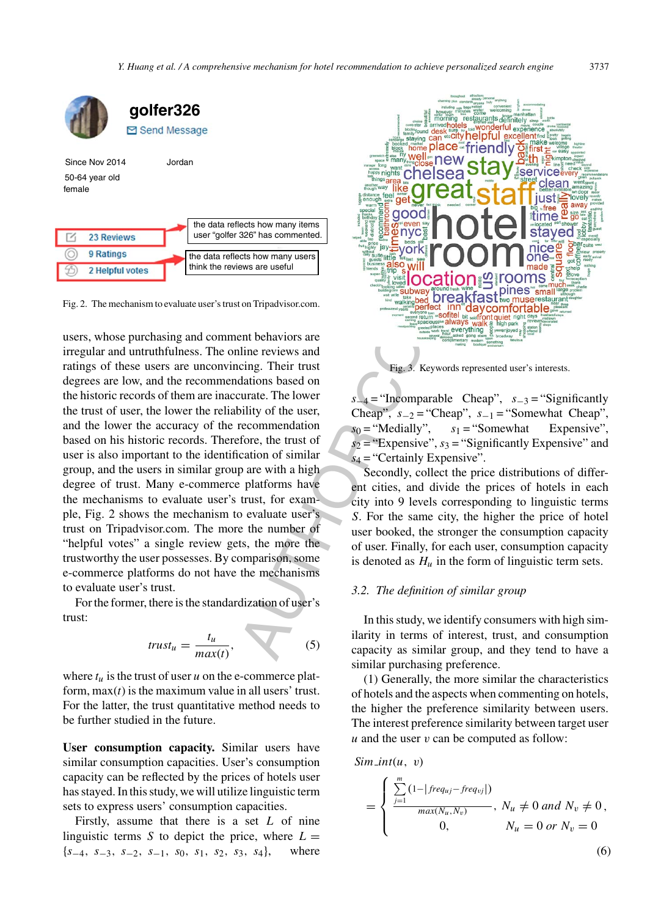Fig. 2. The mechanism to evaluate user's trust on Tripadvisor.com.

users, whose purchasing and comment behaviors are irregular and untruthfulness. The online reviews and ratings of these users are unconvincing. Their trust degrees are low, and the recommendations based on the historic records of them are inaccurate. The lower the trust of user, the lower the reliability of the user, and the lower the accuracy of the recommendation based on his historic records. Therefore, the trust of user is also important to the identification of similar group, and the users in similar group are with a high degree of trust. Many e-commerce platforms have the mechanisms to evaluate user's trust, for example, Fig. 2 shows the mechanism to evaluate user's trust on Tripadvisor.com. The more the number of "helpful votes" a single review gets, the more the trustworthy the user possesses. By comparison, some e-commerce platforms do not have the mechanisms to evaluate user's trust.

For the former, there is the standardization of user's trust:

$$trust_u = \frac{t_u}{max(t)}, \tag{5}$$

where $t_u$ is the trust of user $u$ on the e-commerce platform, $\max(t)$ is the maximum value in all users' trust. For the latter, the trust quantitative method needs to be further studied in the future.

**User consumption capacity.** Similar users have similar consumption capacities. User's consumption capacity can be reflected by the prices of hotels user has stayed. In this study, we will utilize linguistic term sets to express users' consumption capacities.

Firstly, assume that there is a set $L$ of nine linguistic terms $S$ to depict the price, where $L = \{s_{-4}, s_{-3}, s_{-2}, s_{-1}, s_0, s_1, s_2, s_3, s_4\}$, where $s_{-4}$ = "Incomparable Cheap", $s_{-3}$ = "Significantly Cheap", $s_{-2}$ = "Cheap", $s_{-1}$ = "Somewhat Cheap", $s_0$ = "Medially", $s_1$ = "Somewhat Expensive", $s_2$ = "Expensive", $s_3$ = "Significantly Expensive" and $s_4$ = "Certainly Expensive".

Fig. 3. Keywords represented user's interests.

Secondly, collect the price distributions of different cities, and divide the prices of hotels in each city into 9 levels corresponding to linguistic terms $S$. For the same city, the higher the price of hotel user booked, the stronger the consumption capacity of user. Finally, for each user, consumption capacity is denoted as $H_u$ in the form of linguistic term sets.

### 3.2. The definition of similar group

In this study, we identify consumers with high similarity in terms of interest, trust, and consumption capacity as similar group, and they tend to have a similar purchasing preference.

(1) Generally, the more similar the characteristics of hotels and the aspects when commenting on hotels, the higher the preference similarity between users. The interest preference similarity between target user $u$ and the user $v$ can be computed as follow:

$$Sim\_int(u, v) = \begin{cases} \dfrac{\sum_{j=1}^{m}(1-|freq_{uj}-freq_{vj}|)}{max(N_u, N_v)}, & N_u \neq 0 \ and \ N_v \neq 0, \\ 0, & N_u = 0 \ or \ N_v = 0 \end{cases} \tag{6}$$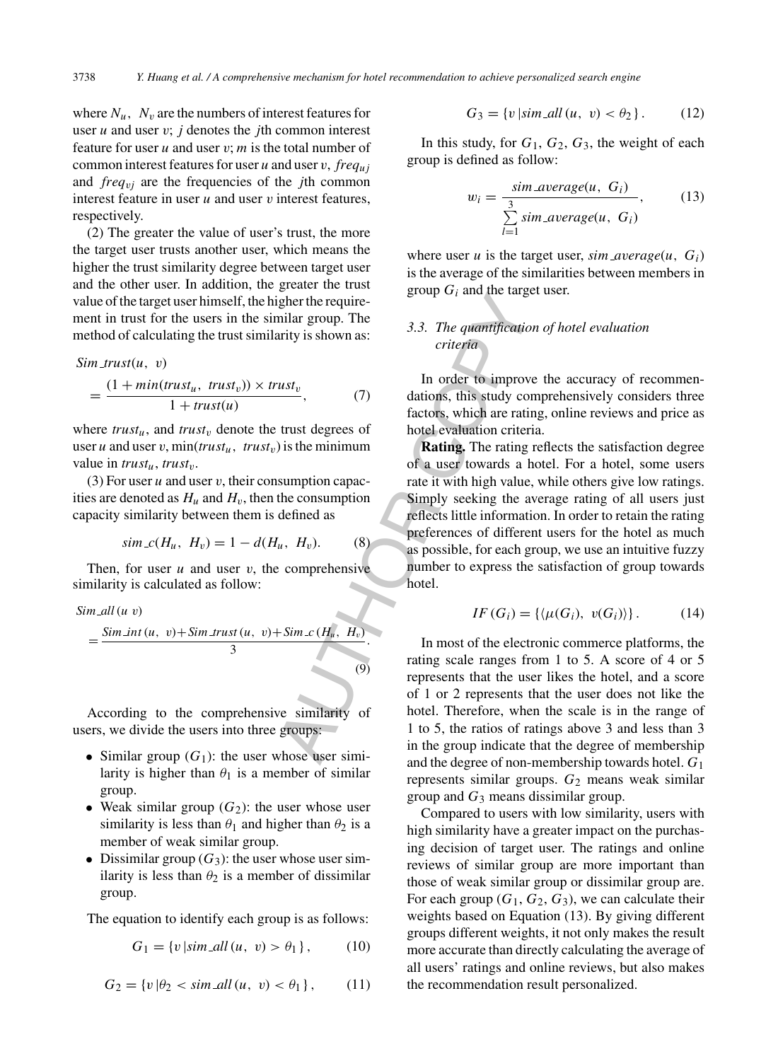where $N_u$, $N_v$ are the numbers of interest features for user $u$ and user $v$; $j$ denotes the $j$th common interest feature for user $u$ and user $v$; $m$ is the total number of common interest features for user $u$ and user $v$, $freq_{uj}$ and $freq_{vj}$ are the frequencies of the $j$th common interest feature in user $u$ and user $v$ interest features, respectively.

(2) The greater the value of user's trust, the more the target user trusts another user, which means the higher the trust similarity degree between target user and the other user. In addition, the greater the trust value of the target user himself, the higher the requirement in trust for the users in the similar group. The method of calculating the trust similarity is shown as:

$$Sim\_trust(u,\ v) = \frac{(1 + min(trust_u,\ trust_v)) \times trust_v}{1 + trust(u)}, \tag{7}$$

where $trust_u$, and $trust_v$ denote the trust degrees of user $u$ and user $v$, $\min(trust_u,\ trust_v)$ is the minimum value in $trust_u$, $trust_v$.

(3) For user $u$ and user $v$, their consumption capacities are denoted as $H_u$ and $H_v$, then the consumption capacity similarity between them is defined as

$$sim\_c(H_u,\ H_v) = 1 - d(H_u,\ H_v). \tag{8}$$

Then, for user $u$ and user $v$, the comprehensive similarity is calculated as follow:

$$Sim\_all\,(u\ v) = \frac{Sim\_int\,(u,\ v) + Sim\_trust\,(u,\ v) + Sim\_c\,(H_u,\ H_v)}{3}. \tag{9}$$

According to the comprehensive similarity of users, we divide the users into three groups:

- Similar group ($G_1$): the user whose user similarity is higher than $\theta_1$ is a member of similar group.
- Weak similar group ($G_2$): the user whose user similarity is less than $\theta_1$ and higher than $\theta_2$ is a member of weak similar group.
- Dissimilar group ($G_3$): the user whose user similarity is less than $\theta_2$ is a member of dissimilar group.

The equation to identify each group is as follows:

$$G_1 = \{v\,|sim\_all\,(u,\ v) > \theta_1\}, \tag{10}$$

$$G_2 = \{v\,|\theta_2 < sim\_all\,(u,\ v) < \theta_1\}, \tag{11}$$

$$G_3 = \{v\,|sim\_all\,(u,\ v) < \theta_2\}. \tag{12}$$

In this study, for $G_1$, $G_2$, $G_3$, the weight of each group is defined as follow:

$$w_i = \frac{sim\_average(u,\ G_i)}{\sum\limits_{l=1}^{3} sim\_average(u,\ G_i)}, \tag{13}$$

where user $u$ is the target user, $sim\_average(u,\ G_i)$ is the average of the similarities between members in group $G_i$ and the target user.

### 3.3. The quantification of hotel evaluation criteria

In order to improve the accuracy of recommendations, this study comprehensively considers three factors, which are rating, online reviews and price as hotel evaluation criteria.

**Rating.** The rating reflects the satisfaction degree of a user towards a hotel. For a hotel, some users rate it with high value, while others give low ratings. Simply seeking the average rating of all users just reflects little information. In order to retain the rating preferences of different users for the hotel as much as possible, for each group, we use an intuitive fuzzy number to express the satisfaction of group towards hotel.

$$IF\,(G_i) = \{\langle \mu(G_i),\ v(G_i)\rangle\}. \tag{14}$$

In most of the electronic commerce platforms, the rating scale ranges from 1 to 5. A score of 4 or 5 represents that the user likes the hotel, and a score of 1 or 2 represents that the user does not like the hotel. Therefore, when the scale is in the range of 1 to 5, the ratios of ratings above 3 and less than 3 in the group indicate that the degree of membership and the degree of non-membership towards hotel. $G_1$ represents similar groups. $G_2$ means weak similar group and $G_3$ means dissimilar group.

Compared to users with low similarity, users with high similarity have a greater impact on the purchasing decision of target user. The ratings and online reviews of similar group are more important than those of weak similar group or dissimilar group are. For each group ($G_1$, $G_2$, $G_3$), we can calculate their weights based on Equation (13). By giving different groups different weights, it not only makes the result more accurate than directly calculating the average of all users' ratings and online reviews, but also makes the recommendation result personalized.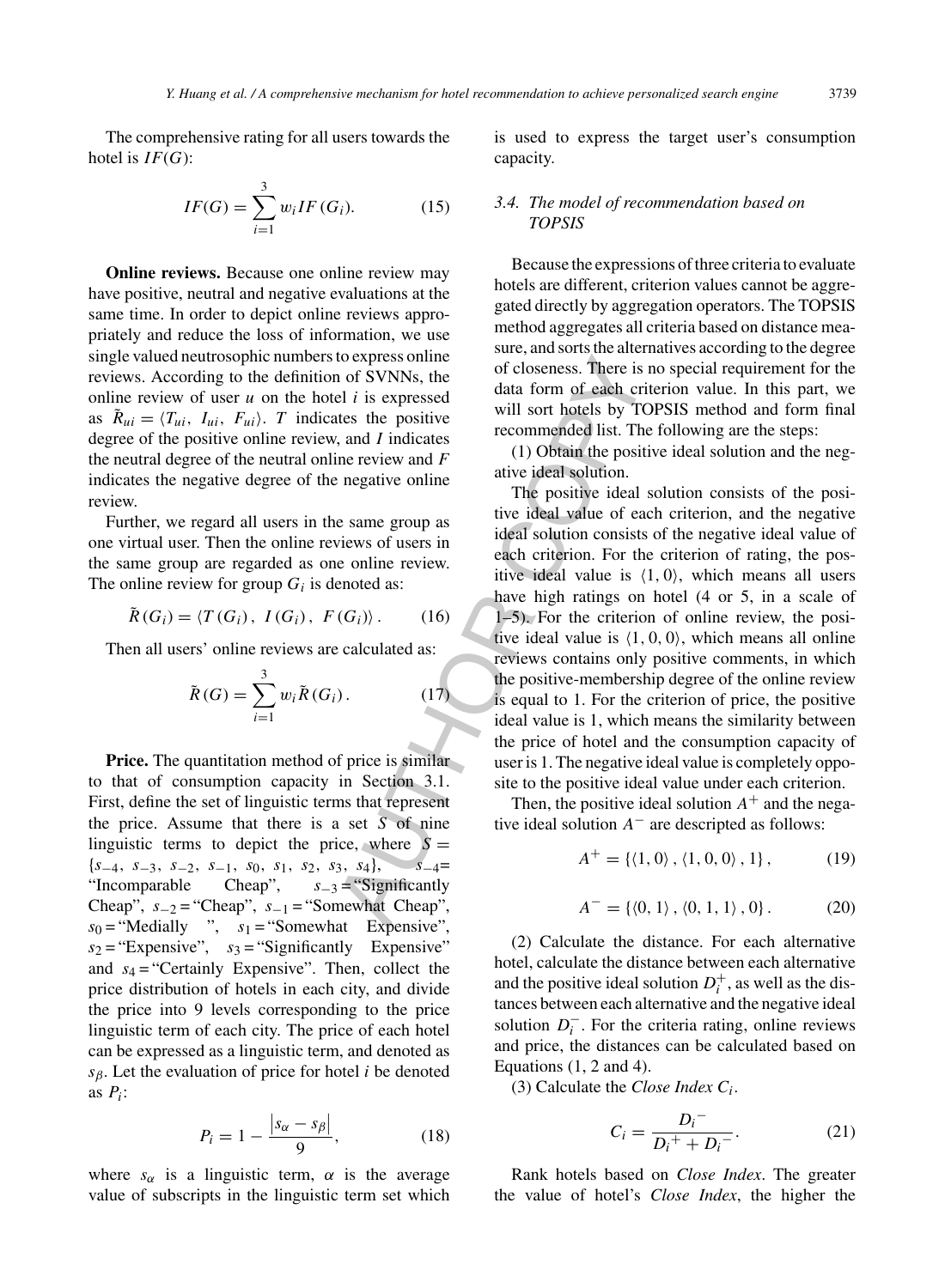The comprehensive rating for all users towards the hotel is $IF(G)$:

$$IF(G) = \sum_{i=1}^{3} w_i IF(G_i). \tag{15}$$

**Online reviews.** Because one online review may have positive, neutral and negative evaluations at the same time. In order to depict online reviews appropriately and reduce the loss of information, we use single valued neutrosophic numbers to express online reviews. According to the definition of SVNNs, the online review of user $u$ on the hotel $i$ is expressed as $\tilde{R}_{ui} = \langle T_{ui}, I_{ui}, F_{ui}\rangle$. $T$ indicates the positive degree of the positive online review, and $I$ indicates the neutral degree of the neutral online review and $F$ indicates the negative degree of the negative online review.

Further, we regard all users in the same group as one virtual user. Then the online reviews of users in the same group are regarded as one online review. The online review for group $G_i$ is denoted as:

$$\tilde{R}(G_i) = \langle T(G_i), I(G_i), F(G_i)\rangle. \tag{16}$$

Then all users' online reviews are calculated as:

$$\tilde{R}(G) = \sum_{i=1}^{3} w_i \tilde{R}(G_i). \tag{17}$$

**Price.** The quantitation method of price is similar to that of consumption capacity in Section 3.1. First, define the set of linguistic terms that represent the price. Assume that there is a set $S$ of nine linguistic terms to depict the price, where $S = \{s_{-4}, s_{-3}, s_{-2}, s_{-1}, s_0, s_1, s_2, s_3, s_4\}$, $s_{-4}$= "Incomparable Cheap", $s_{-3}$ = "Significantly Cheap", $s_{-2}$ = "Cheap", $s_{-1}$ = "Somewhat Cheap", $s_0$ = "Medially ", $s_1$ = "Somewhat Expensive", $s_2$ = "Expensive", $s_3$ = "Significantly Expensive" and $s_4$ = "Certainly Expensive". Then, collect the price distribution of hotels in each city, and divide the price into 9 levels corresponding to the price linguistic term of each city. The price of each hotel can be expressed as a linguistic term, and denoted as $s_\beta$. Let the evaluation of price for hotel $i$ be denoted as $P_i$:

$$P_i = 1 - \frac{|s_\alpha - s_\beta|}{9}, \tag{18}$$

where $s_\alpha$ is a linguistic term, $\alpha$ is the average value of subscripts in the linguistic term set which is used to express the target user's consumption capacity.

### 3.4. The model of recommendation based on TOPSIS

Because the expressions of three criteria to evaluate hotels are different, criterion values cannot be aggregated directly by aggregation operators. The TOPSIS method aggregates all criteria based on distance measure, and sorts the alternatives according to the degree of closeness. There is no special requirement for the data form of each criterion value. In this part, we will sort hotels by TOPSIS method and form final recommended list. The following are the steps:

(1) Obtain the positive ideal solution and the negative ideal solution.

The positive ideal solution consists of the positive ideal value of each criterion, and the negative ideal solution consists of the negative ideal value of each criterion. For the criterion of rating, the positive ideal value is $\langle 1, 0\rangle$, which means all users have high ratings on hotel (4 or 5, in a scale of 1–5). For the criterion of online review, the positive ideal value is $\langle 1, 0, 0\rangle$, which means all online reviews contains only positive comments, in which the positive-membership degree of the online review is equal to 1. For the criterion of price, the positive ideal value is 1, which means the similarity between the price of hotel and the consumption capacity of user is 1. The negative ideal value is completely opposite to the positive ideal value under each criterion.

Then, the positive ideal solution $A^+$ and the negative ideal solution $A^-$ are descripted as follows:

$$A^+ = \{\langle 1, 0\rangle, \langle 1, 0, 0\rangle, 1\}, \tag{19}$$

$$A^- = \{\langle 0, 1\rangle, \langle 0, 1, 1\rangle, 0\}. \tag{20}$$

(2) Calculate the distance. For each alternative hotel, calculate the distance between each alternative and the positive ideal solution $D_i^+$, as well as the distances between each alternative and the negative ideal solution $D_i^-$. For the criteria rating, online reviews and price, the distances can be calculated based on Equations (1, 2 and 4).

(3) Calculate the *Close Index* $C_i$.

$$C_i = \frac{D_i^-}{D_i^+ + D_i^-}. \tag{21}$$

Rank hotels based on *Close Index*. The greater the value of hotel's *Close Index*, the higher the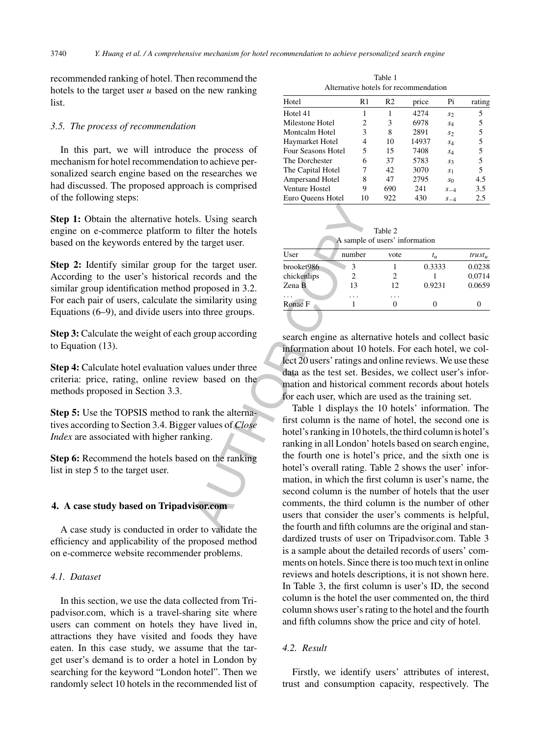recommended ranking of hotel. Then recommend the hotels to the target user $u$ based on the new ranking list.

### 3.5. The process of recommendation

In this part, we will introduce the process of mechanism for hotel recommendation to achieve personalized search engine based on the researches we had discussed. The proposed approach is comprised of the following steps:

**Step 1:** Obtain the alternative hotels. Using search engine on e-commerce platform to filter the hotels based on the keywords entered by the target user.

**Step 2:** Identify similar group for the target user. According to the user's historical records and the similar group identification method proposed in 3.2. For each pair of users, calculate the similarity using Equations (6–9), and divide users into three groups.

**Step 3:** Calculate the weight of each group according to Equation (13).

**Step 4:** Calculate hotel evaluation values under three criteria: price, rating, online review based on the methods proposed in Section 3.3.

**Step 5:** Use the TOPSIS method to rank the alternatives according to Section 3.4. Bigger values of *Close Index* are associated with higher ranking.

**Step 6:** Recommend the hotels based on the ranking list in step 5 to the target user.

## 4. A case study based on Tripadvisor.com

A case study is conducted in order to validate the efficiency and applicability of the proposed method on e-commerce website recommender problems.

### 4.1. Dataset

In this section, we use the data collected from Tripadvisor.com, which is a travel-sharing site where users can comment on hotels they have lived in, attractions they have visited and foods they have eaten. In this case study, we assume that the target user's demand is to order a hotel in London by searching for the keyword "London hotel". Then we randomly select 10 hotels in the recommended list of search engine as alternative hotels and collect basic information about 10 hotels. For each hotel, we collect 20 users' ratings and online reviews. We use these data as the test set. Besides, we collect user's information and historical comment records about hotels for each user, which are used as the training set.

Table 1
Alternative hotels for recommendation

| Hotel | R1 | R2 | price | Pi | rating |
|---|---|---|---|---|---|
| Hotel 41 | 1 | 1 | 4274 | $s_2$ | 5 |
| Milestone Hotel | 2 | 3 | 6978 | $s_4$ | 5 |
| Montcalm Hotel | 3 | 8 | 2891 | $s_2$ | 5 |
| Haymarket Hotel | 4 | 10 | 14937 | $s_4$ | 5 |
| Four Seasons Hotel | 5 | 15 | 7408 | $s_4$ | 5 |
| The Dorchester | 6 | 37 | 5783 | $s_3$ | 5 |
| The Capital Hotel | 7 | 42 | 3070 | $s_1$ | 5 |
| Ampersand Hotel | 8 | 47 | 2795 | $s_0$ | 4.5 |
| Venture Hostel | 9 | 690 | 241 | $s_{-4}$ | 3.5 |
| Euro Queens Hotel | 10 | 922 | 430 | $s_{-4}$ | 2.5 |

Table 2
A sample of users' information

| User | number | vote | $t_u$ | $trust_u$ |
|---|---|---|---|---|
| brooket986 | 3 | 1 | 0.3333 | 0.0238 |
| chickenlips | 2 | 2 | 1 | 0.0714 |
| Zena B | 13 | 12 | 0.9231 | 0.0659 |
| ... | ... | ... | | |
| Ronae F | 1 | 0 | 0 | 0 |

Table 1 displays the 10 hotels' information. The first column is the name of hotel, the second one is hotel's ranking in 10 hotels, the third column is hotel's ranking in all London' hotels based on search engine, the fourth one is hotel's price, and the sixth one is hotel's overall rating. Table 2 shows the user' information, in which the first column is user's name, the second column is the number of hotels that the user comments, the third column is the number of other users that consider the user's comments is helpful, the fourth and fifth columns are the original and standardized trusts of user on Tripadvisor.com. Table 3 is a sample about the detailed records of users' comments on hotels. Since there is too much text in online reviews and hotels descriptions, it is not shown here. In Table 3, the first column is user's ID, the second column is the hotel the user commented on, the third column shows user's rating to the hotel and the fourth and fifth columns show the price and city of hotel.

### 4.2. Result

Firstly, we identify users' attributes of interest, trust and consumption capacity, respectively. The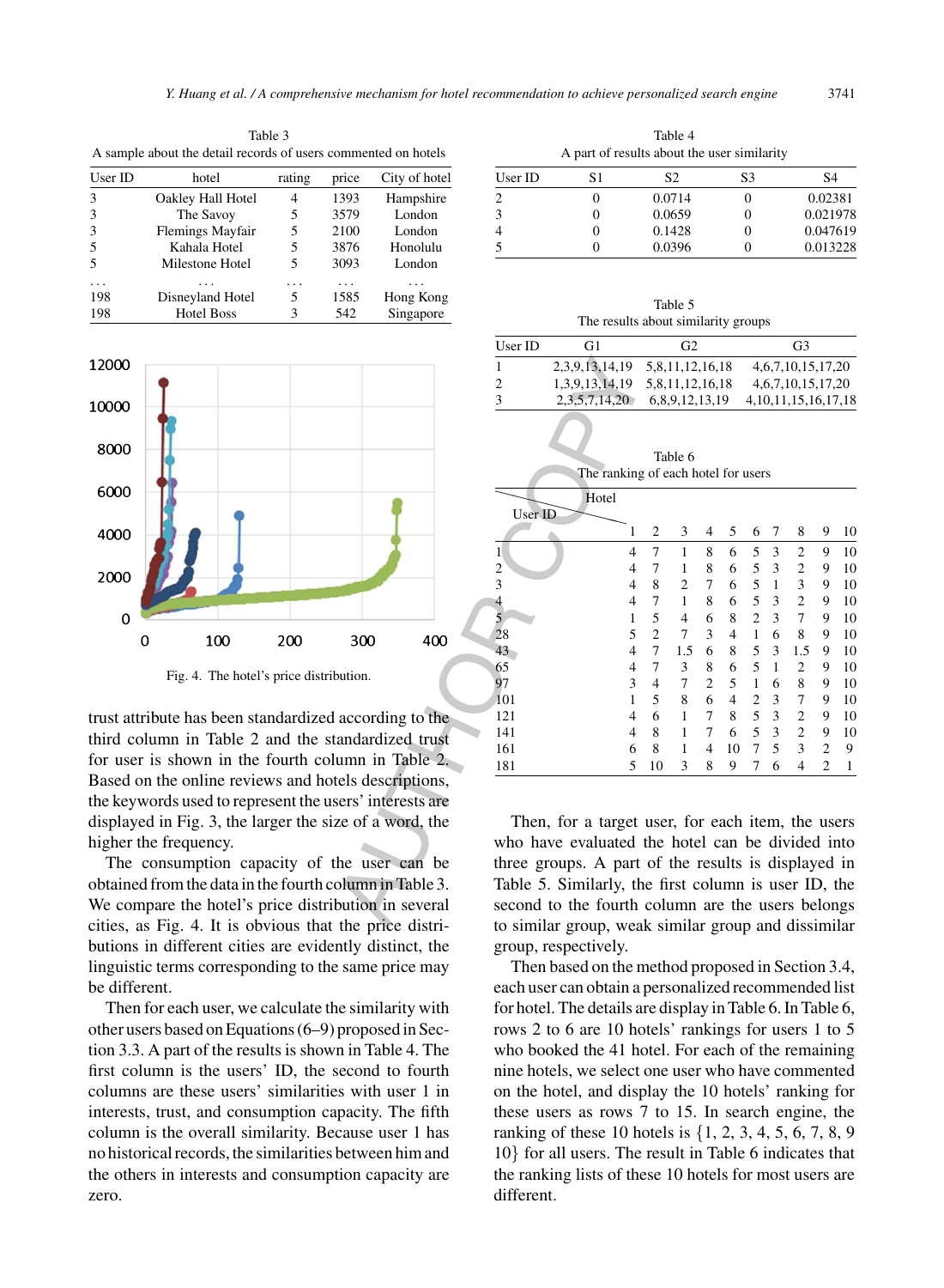Table 3
A sample about the detail records of users commented on hotels

| User ID | hotel | rating | price | City of hotel |
|---|---|---|---|---|
| 3 | Oakley Hall Hotel | 4 | 1393 | Hampshire |
| 3 | The Savoy | 5 | 3579 | London |
| 3 | Flemings Mayfair | 5 | 2100 | London |
| 5 | Kahala Hotel | 5 | 3876 | Honolulu |
| 5 | Milestone Hotel | 5 | 3093 | London |
| ... | ... | ... | ... | ... |
| 198 | Disneyland Hotel | 5 | 1585 | Hong Kong |
| 198 | Hotel Boss | 3 | 542 | Singapore |

Fig. 4. The hotel's price distribution.

trust attribute has been standardized according to the third column in Table 2 and the standardized trust for user is shown in the fourth column in Table 2. Based on the online reviews and hotels descriptions, the keywords used to represent the users' interests are displayed in Fig. 3, the larger the size of a word, the higher the frequency.

The consumption capacity of the user can be obtained from the data in the fourth column in Table 3. We compare the hotel's price distribution in several cities, as Fig. 4. It is obvious that the price distributions in different cities are evidently distinct, the linguistic terms corresponding to the same price may be different.

Then for each user, we calculate the similarity with other users based on Equations (6–9) proposed in Section 3.3. A part of the results is shown in Table 4. The first column is the users' ID, the second to fourth columns are these users' similarities with user 1 in interests, trust, and consumption capacity. The fifth column is the overall similarity. Because user 1 has no historical records, the similarities between him and the others in interests and consumption capacity are zero.

Table 4
A part of results about the user similarity

| User ID | S1 | S2 | S3 | S4 |
|---|---|---|---|---|
| 2 | 0 | 0.0714 | 0 | 0.02381 |
| 3 | 0 | 0.0659 | 0 | 0.021978 |
| 4 | 0 | 0.1428 | 0 | 0.047619 |
| 5 | 0 | 0.0396 | 0 | 0.013228 |

Table 5
The results about similarity groups

| User ID | G1 | G2 | G3 |
|---|---|---|---|
| 1 | 2,3,9,13,14,19 | 5,8,11,12,16,18 | 4,6,7,10,15,17,20 |
| 2 | 1,3,9,13,14,19 | 5,8,11,12,16,18 | 4,6,7,10,15,17,20 |
| 3 | 2,3,5,7,14,20 | 6,8,9,12,13,19 | 4,10,11,15,16,17,18 |

Table 6
The ranking of each hotel for users

| User ID \ Hotel | 1 | 2 | 3 | 4 | 5 | 6 | 7 | 8 | 9 | 10 |
|---|---|---|---|---|---|---|---|---|---|---|
| 1 | 4 | 7 | 1 | 8 | 6 | 5 | 3 | 2 | 9 | 10 |
| 2 | 4 | 7 | 1 | 8 | 6 | 5 | 3 | 2 | 9 | 10 |
| 3 | 4 | 8 | 2 | 7 | 6 | 5 | 1 | 3 | 9 | 10 |
| 4 | 4 | 7 | 1 | 8 | 6 | 5 | 3 | 2 | 9 | 10 |
| 5 | 1 | 5 | 4 | 6 | 8 | 2 | 3 | 7 | 9 | 10 |
| 28 | 5 | 2 | 7 | 3 | 4 | 1 | 6 | 8 | 9 | 10 |
| 43 | 4 | 7 | 1.5 | 6 | 8 | 5 | 3 | 1.5 | 9 | 10 |
| 65 | 4 | 7 | 3 | 8 | 6 | 5 | 1 | 2 | 9 | 10 |
| 97 | 3 | 4 | 7 | 2 | 5 | 1 | 6 | 8 | 9 | 10 |
| 101 | 1 | 5 | 8 | 6 | 4 | 2 | 3 | 7 | 9 | 10 |
| 121 | 4 | 6 | 1 | 7 | 8 | 5 | 3 | 2 | 9 | 10 |
| 141 | 4 | 8 | 1 | 7 | 6 | 5 | 3 | 2 | 9 | 10 |
| 161 | 6 | 8 | 1 | 4 | 10 | 7 | 5 | 3 | 2 | 9 |
| 181 | 5 | 10 | 3 | 8 | 9 | 7 | 6 | 4 | 2 | 1 |

Then, for a target user, for each item, the users who have evaluated the hotel can be divided into three groups. A part of the results is displayed in Table 5. Similarly, the first column is user ID, the second to the fourth column are the users belongs to similar group, weak similar group and dissimilar group, respectively.

Then based on the method proposed in Section 3.4, each user can obtain a personalized recommended list for hotel. The details are display in Table 6. In Table 6, rows 2 to 6 are 10 hotels' rankings for users 1 to 5 who booked the 41 hotel. For each of the remaining nine hotels, we select one user who have commented on the hotel, and display the 10 hotels' ranking for these users as rows 7 to 15. In search engine, the ranking of these 10 hotels is {1, 2, 3, 4, 5, 6, 7, 8, 9 10} for all users. The result in Table 6 indicates that the ranking lists of these 10 hotels for most users are different.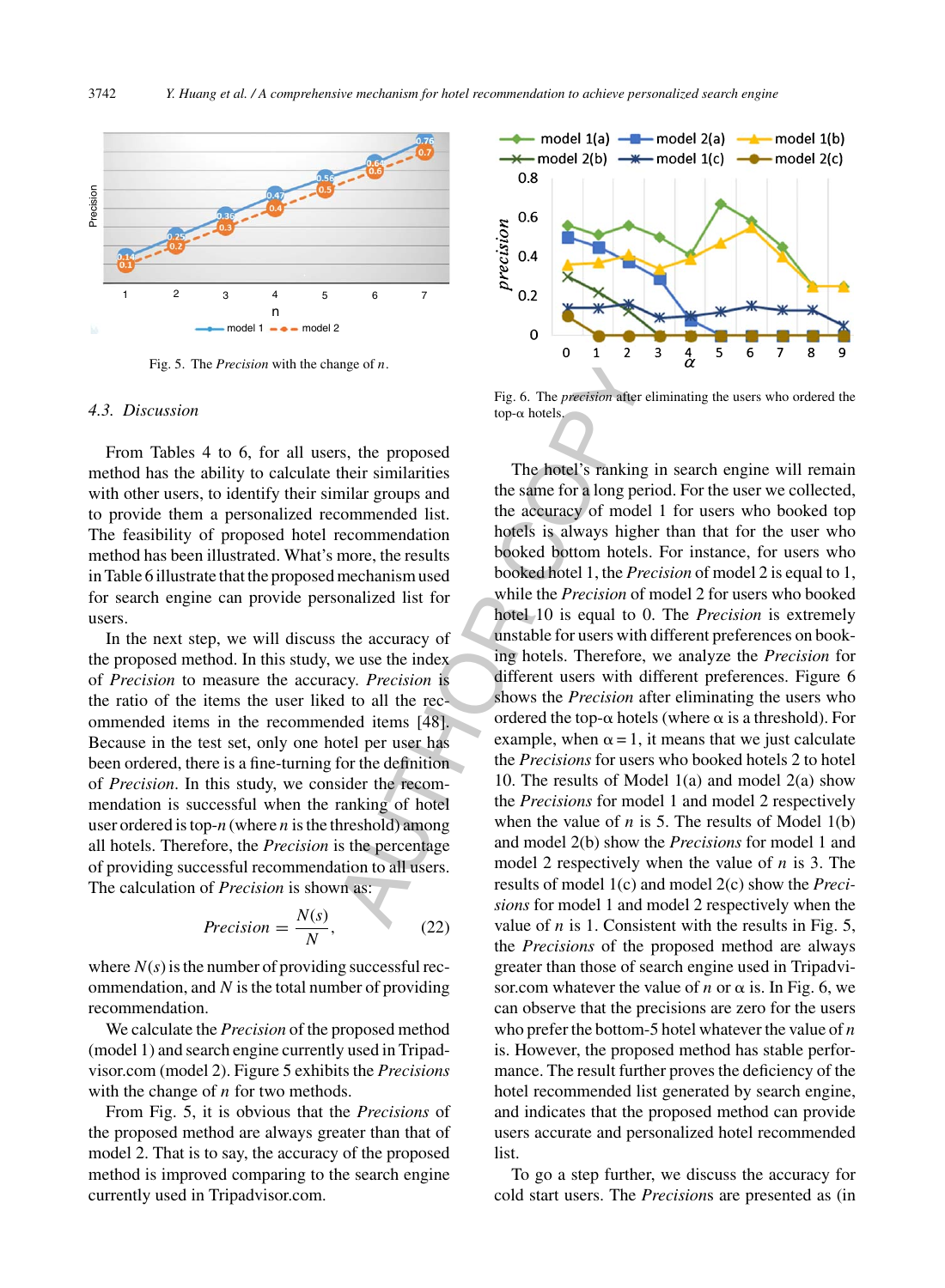Fig. 5. The *Precision* with the change of $n$.

### 4.3. Discussion

From Tables 4 to 6, for all users, the proposed method has the ability to calculate their similarities with other users, to identify their similar groups and to provide them a personalized recommended list. The feasibility of proposed hotel recommendation method has been illustrated. What's more, the results in Table 6 illustrate that the proposed mechanism used for search engine can provide personalized list for users.

In the next step, we will discuss the accuracy of the proposed method. In this study, we use the index of *Precision* to measure the accuracy. *Precision* is the ratio of the items the user liked to all the recommended items in the recommended items [48]. Because in the test set, only one hotel per user has been ordered, there is a fine-turning for the definition of *Precision*. In this study, we consider the recommendation is successful when the ranking of hotel user ordered is top-$n$ (where $n$ is the threshold) among all hotels. Therefore, the *Precision* is the percentage of providing successful recommendation to all users. The calculation of *Precision* is shown as:

$$Precision = \frac{N(s)}{N}, \tag{22}$$

where $N(s)$ is the number of providing successful recommendation, and $N$ is the total number of providing recommendation.

We calculate the *Precision* of the proposed method (model 1) and search engine currently used in Tripadvisor.com (model 2). Figure 5 exhibits the *Precisions* with the change of $n$ for two methods.

From Fig. 5, it is obvious that the *Precisions* of the proposed method are always greater than that of model 2. That is to say, the accuracy of the proposed method is improved comparing to the search engine currently used in Tripadvisor.com.

Fig. 6. The *precision* after eliminating the users who ordered the top-$\alpha$ hotels.

The hotel's ranking in search engine will remain the same for a long period. For the user we collected, the accuracy of model 1 for users who booked top hotels is always higher than that for the user who booked bottom hotels. For instance, for users who booked hotel 1, the *Precision* of model 2 is equal to 1, while the *Precision* of model 2 for users who booked hotel 10 is equal to 0. The *Precision* is extremely unstable for users with different preferences on booking hotels. Therefore, we analyze the *Precision* for different users with different preferences. Figure 6 shows the *Precision* after eliminating the users who ordered the top-$\alpha$ hotels (where $\alpha$ is a threshold). For example, when $\alpha = 1$, it means that we just calculate the *Precisions* for users who booked hotels 2 to hotel 10. The results of Model 1(a) and model 2(a) show the *Precisions* for model 1 and model 2 respectively when the value of $n$ is 5. The results of Model 1(b) and model 2(b) show the *Precisions* for model 1 and model 2 respectively when the value of $n$ is 3. The results of model 1(c) and model 2(c) show the *Precisions* for model 1 and model 2 respectively when the value of $n$ is 1. Consistent with the results in Fig. 5, the *Precisions* of the proposed method are always greater than those of search engine used in Tripadvisor.com whatever the value of $n$ or $\alpha$ is. In Fig. 6, we can observe that the precisions are zero for the users who prefer the bottom-5 hotel whatever the value of $n$ is. However, the proposed method has stable performance. The result further proves the deficiency of the hotel recommended list generated by search engine, and indicates that the proposed method can provide users accurate and personalized hotel recommended list.

To go a step further, we discuss the accuracy for cold start users. The *Precisions* are presented as (in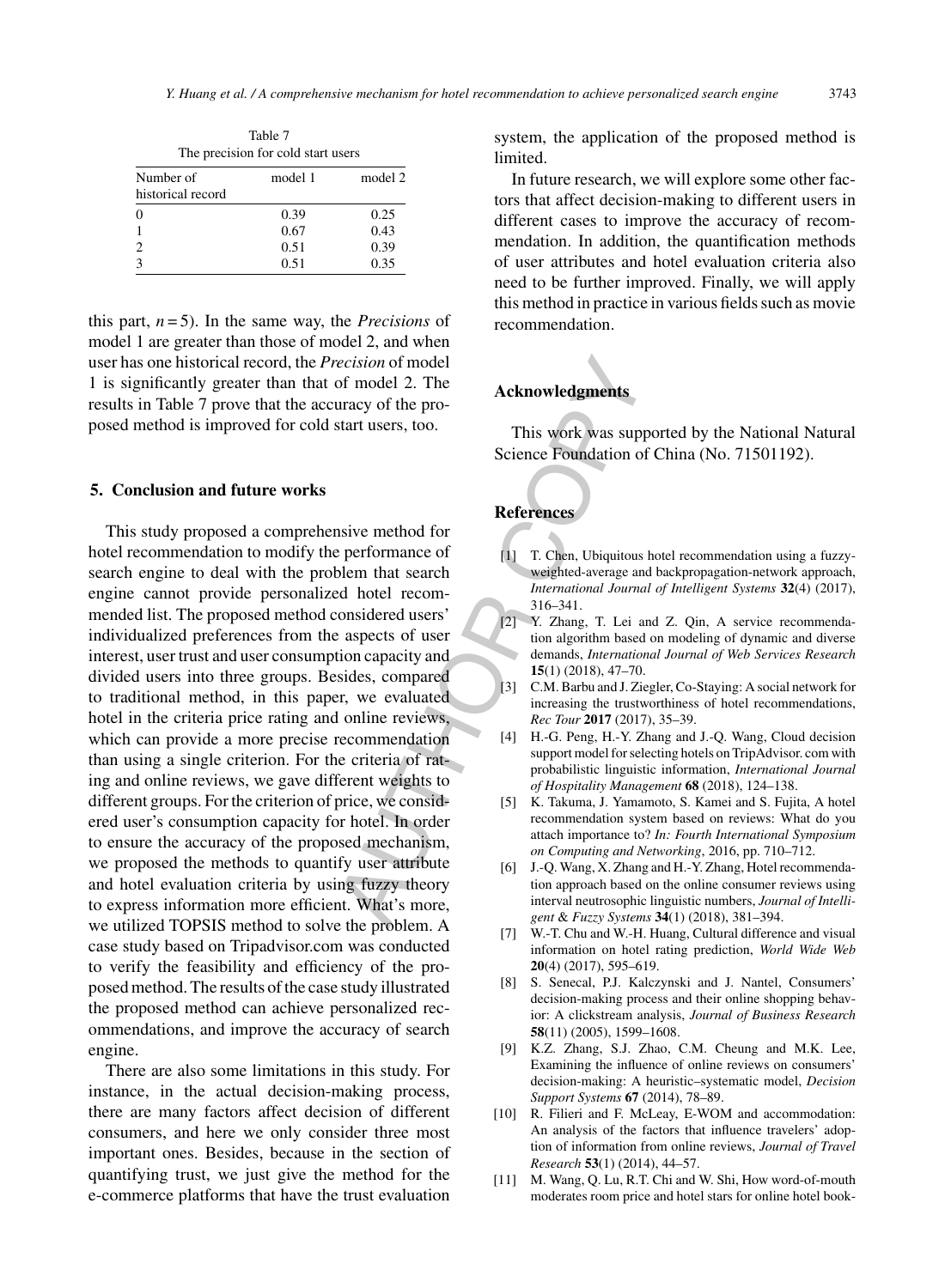Table 7
The precision for cold start users

| Number of historical record | model 1 | model 2 |
|---|---|---|
| 0 | 0.39 | 0.25 |
| 1 | 0.67 | 0.43 |
| 2 | 0.51 | 0.39 |
| 3 | 0.51 | 0.35 |

this part, $n = 5$). In the same way, the *Precisions* of model 1 are greater than those of model 2, and when user has one historical record, the *Precision* of model 1 is significantly greater than that of model 2. The results in Table 7 prove that the accuracy of the proposed method is improved for cold start users, too.

## 5. Conclusion and future works

This study proposed a comprehensive method for hotel recommendation to modify the performance of search engine to deal with the problem that search engine cannot provide personalized hotel recommended list. The proposed method considered users' individualized preferences from the aspects of user interest, user trust and user consumption capacity and divided users into three groups. Besides, compared to traditional method, in this paper, we evaluated hotel in the criteria price rating and online reviews, which can provide a more precise recommendation than using a single criterion. For the criteria of rating and online reviews, we gave different weights to different groups. For the criterion of price, we considered user's consumption capacity for hotel. In order to ensure the accuracy of the proposed mechanism, we proposed the methods to quantify user attribute and hotel evaluation criteria by using fuzzy theory to express information more efficient. What's more, we utilized TOPSIS method to solve the problem. A case study based on Tripadvisor.com was conducted to verify the feasibility and efficiency of the proposed method. The results of the case study illustrated the proposed method can achieve personalized recommendations, and improve the accuracy of search engine.

There are also some limitations in this study. For instance, in the actual decision-making process, there are many factors affect decision of different consumers, and here we only consider three most important ones. Besides, because in the section of quantifying trust, we just give the method for the e-commerce platforms that have the trust evaluation system, the application of the proposed method is limited.

In future research, we will explore some other factors that affect decision-making to different users in different cases to improve the accuracy of recommendation. In addition, the quantification methods of user attributes and hotel evaluation criteria also need to be further improved. Finally, we will apply this method in practice in various fields such as movie recommendation.

## Acknowledgments

This work was supported by the National Natural Science Foundation of China (No. 71501192).

## References

[1] T. Chen, Ubiquitous hotel recommendation using a fuzzy-weighted-average and backpropagation-network approach, *International Journal of Intelligent Systems* **32**(4) (2017), 316–341.

[2] Y. Zhang, T. Lei and Z. Qin, A service recommendation algorithm based on modeling of dynamic and diverse demands, *International Journal of Web Services Research* **15**(1) (2018), 47–70.

[3] C.M. Barbu and J. Ziegler, Co-Staying: A social network for increasing the trustworthiness of hotel recommendations, *Rec Tour* **2017** (2017), 35–39.

[4] H.-G. Peng, H.-Y. Zhang and J.-Q. Wang, Cloud decision support model for selecting hotels on TripAdvisor. com with probabilistic linguistic information, *International Journal of Hospitality Management* **68** (2018), 124–138.

[5] K. Takuma, J. Yamamoto, S. Kamei and S. Fujita, A hotel recommendation system based on reviews: What do you attach importance to? *In: Fourth International Symposium on Computing and Networking*, 2016, pp. 710–712.

[6] J.-Q. Wang, X. Zhang and H.-Y. Zhang, Hotel recommendation approach based on the online consumer reviews using interval neutrosophic linguistic numbers, *Journal of Intelligent & Fuzzy Systems* **34**(1) (2018), 381–394.

[7] W.-T. Chu and W.-H. Huang, Cultural difference and visual information on hotel rating prediction, *World Wide Web* **20**(4) (2017), 595–619.

[8] S. Senecal, P.J. Kalczynski and J. Nantel, Consumers' decision-making process and their online shopping behavior: A clickstream analysis, *Journal of Business Research* **58**(11) (2005), 1599–1608.

[9] K.Z. Zhang, S.J. Zhao, C.M. Cheung and M.K. Lee, Examining the influence of online reviews on consumers' decision-making: A heuristic–systematic model, *Decision Support Systems* **67** (2014), 78–89.

[10] R. Filieri and F. McLeay, E-WOM and accommodation: An analysis of the factors that influence travelers' adoption of information from online reviews, *Journal of Travel Research* **53**(1) (2014), 44–57.

[11] M. Wang, Q. Lu, R.T. Chi and W. Shi, How word-of-mouth moderates room price and hotel stars for online hotel book-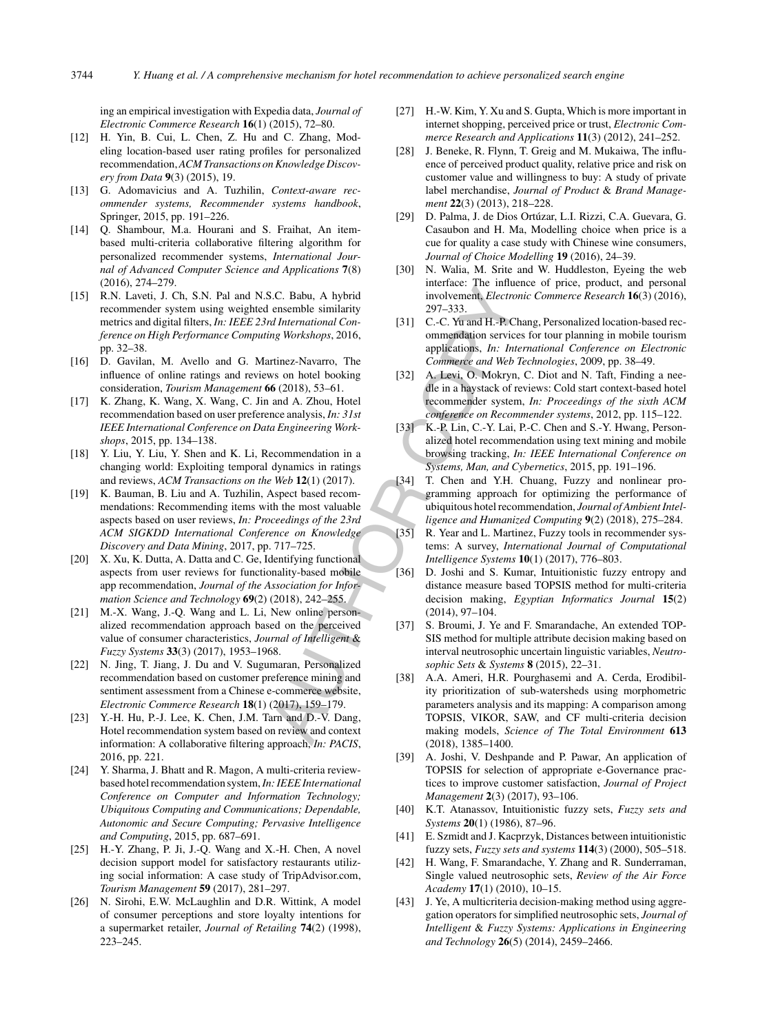ing an empirical investigation with Expedia data, *Journal of Electronic Commerce Research* **16**(1) (2015), 72–80.

[12] H. Yin, B. Cui, L. Chen, Z. Hu and C. Zhang, Modeling location-based user rating profiles for personalized recommendation, *ACM Transactions on Knowledge Discovery from Data* **9**(3) (2015), 19.

[13] G. Adomavicius and A. Tuzhilin, *Context-aware recommender systems, Recommender systems handbook*, Springer, 2015, pp. 191–226.

[14] Q. Shambour, M.a. Hourani and S. Fraihat, An item-based multi-criteria collaborative filtering algorithm for personalized recommender systems, *International Journal of Advanced Computer Science and Applications* **7**(8) (2016), 274–279.

[15] R.N. Laveti, J. Ch, S.N. Pal and N.S.C. Babu, A hybrid recommender system using weighted ensemble similarity metrics and digital filters, *In: IEEE 23rd International Conference on High Performance Computing Workshops*, 2016, pp. 32–38.

[16] D. Gavilan, M. Avello and G. Martinez-Navarro, The influence of online ratings and reviews on hotel booking consideration, *Tourism Management* **66** (2018), 53–61.

[17] K. Zhang, K. Wang, X. Wang, C. Jin and A. Zhou, Hotel recommendation based on user preference analysis, *In: 31st IEEE International Conference on Data Engineering Workshops*, 2015, pp. 134–138.

[18] Y. Liu, Y. Liu, Y. Shen and K. Li, Recommendation in a changing world: Exploiting temporal dynamics in ratings and reviews, *ACM Transactions on the Web* **12**(1) (2017).

[19] K. Bauman, B. Liu and A. Tuzhilin, Aspect based recommendations: Recommending items with the most valuable aspects based on user reviews, *In: Proceedings of the 23rd ACM SIGKDD International Conference on Knowledge Discovery and Data Mining*, 2017, pp. 717–725.

[20] X. Xu, K. Dutta, A. Datta and C. Ge, Identifying functional aspects from user reviews for functionality-based mobile app recommendation, *Journal of the Association for Information Science and Technology* **69**(2) (2018), 242–255.

[21] M.-X. Wang, J.-Q. Wang and L. Li, New online personalized recommendation approach based on the perceived value of consumer characteristics, *Journal of Intelligent & Fuzzy Systems* **33**(3) (2017), 1953–1968.

[22] N. Jing, T. Jiang, J. Du and V. Sugumaran, Personalized recommendation based on customer preference mining and sentiment assessment from a Chinese e-commerce website, *Electronic Commerce Research* **18**(1) (2017), 159–179.

[23] Y.-H. Hu, P.-J. Lee, K. Chen, J.M. Tarn and D.-V. Dang, Hotel recommendation system based on review and context information: A collaborative filtering approach, *In: PACIS*, 2016, pp. 221.

[24] Y. Sharma, J. Bhatt and R. Magon, A multi-criteria review-based hotel recommendation system, *In: IEEE International Conference on Computer and Information Technology; Ubiquitous Computing and Communications; Dependable, Autonomic and Secure Computing; Pervasive Intelligence and Computing*, 2015, pp. 687–691.

[25] H.-Y. Zhang, P. Ji, J.-Q. Wang and X.-H. Chen, A novel decision support model for satisfactory restaurants utilizing social information: A case study of TripAdvisor.com, *Tourism Management* **59** (2017), 281–297.

[26] N. Sirohi, E.W. McLaughlin and D.R. Wittink, A model of consumer perceptions and store loyalty intentions for a supermarket retailer, *Journal of Retailing* **74**(2) (1998), 223–245.

[27] H.-W. Kim, Y. Xu and S. Gupta, Which is more important in internet shopping, perceived price or trust, *Electronic Commerce Research and Applications* **11**(3) (2012), 241–252.

[28] J. Beneke, R. Flynn, T. Greig and M. Mukaiwa, The influence of perceived product quality, relative price and risk on customer value and willingness to buy: A study of private label merchandise, *Journal of Product & Brand Management* **22**(3) (2013), 218–228.

[29] D. Palma, J. de Dios Ortúzar, L.I. Rizzi, C.A. Guevara, G. Casaubon and H. Ma, Modelling choice when price is a cue for quality a case study with Chinese wine consumers, *Journal of Choice Modelling* **19** (2016), 24–39.

[30] N. Walia, M. Srite and W. Huddleston, Eyeing the web interface: The influence of price, product, and personal involvement, *Electronic Commerce Research* **16**(3) (2016), 297–333.

[31] C.-C. Yu and H.-P. Chang, Personalized location-based recommendation services for tour planning in mobile tourism applications, *In: International Conference on Electronic Commerce and Web Technologies*, 2009, pp. 38–49.

[32] A. Levi, O. Mokryn, C. Diot and N. Taft, Finding a needle in a haystack of reviews: Cold start context-based hotel recommender system, *In: Proceedings of the sixth ACM conference on Recommender systems*, 2012, pp. 115–122.

[33] K.-P. Lin, C.-Y. Lai, P.-C. Chen and S.-Y. Hwang, Personalized hotel recommendation using text mining and mobile browsing tracking, *In: IEEE International Conference on Systems, Man, and Cybernetics*, 2015, pp. 191–196.

[34] T. Chen and Y.H. Chuang, Fuzzy and nonlinear programming approach for optimizing the performance of ubiquitous hotel recommendation, *Journal of Ambient Intelligence and Humanized Computing* **9**(2) (2018), 275–284.

[35] R. Year and L. Martinez, Fuzzy tools in recommender systems: A survey, *International Journal of Computational Intelligence Systems* **10**(1) (2017), 776–803.

[36] D. Joshi and S. Kumar, Intuitionistic fuzzy entropy and distance measure based TOPSIS method for multi-criteria decision making, *Egyptian Informatics Journal* **15**(2) (2014), 97–104.

[37] S. Broumi, J. Ye and F. Smarandache, An extended TOPSIS method for multiple attribute decision making based on interval neutrosophic uncertain linguistic variables, *Neutrosophic Sets & Systems* **8** (2015), 22–31.

[38] A.A. Ameri, H.R. Pourghasemi and A. Cerda, Erodibility prioritization of sub-watersheds using morphometric parameters analysis and its mapping: A comparison among TOPSIS, VIKOR, SAW, and CF multi-criteria decision making models, *Science of The Total Environment* **613** (2018), 1385–1400.

[39] A. Joshi, V. Deshpande and P. Pawar, An application of TOPSIS for selection of appropriate e-Governance practices to improve customer satisfaction, *Journal of Project Management* **2**(3) (2017), 93–106.

[40] K.T. Atanassov, Intuitionistic fuzzy sets, *Fuzzy sets and Systems* **20**(1) (1986), 87–96.

[41] E. Szmidt and J. Kacprzyk, Distances between intuitionistic fuzzy sets, *Fuzzy sets and systems* **114**(3) (2000), 505–518.

[42] H. Wang, F. Smarandache, Y. Zhang and R. Sunderraman, Single valued neutrosophic sets, *Review of the Air Force Academy* **17**(1) (2010), 10–15.

[43] J. Ye, A multicriteria decision-making method using aggregation operators for simplified neutrosophic sets, *Journal of Intelligent & Fuzzy Systems: Applications in Engineering and Technology* **26**(5) (2014), 2459–2466.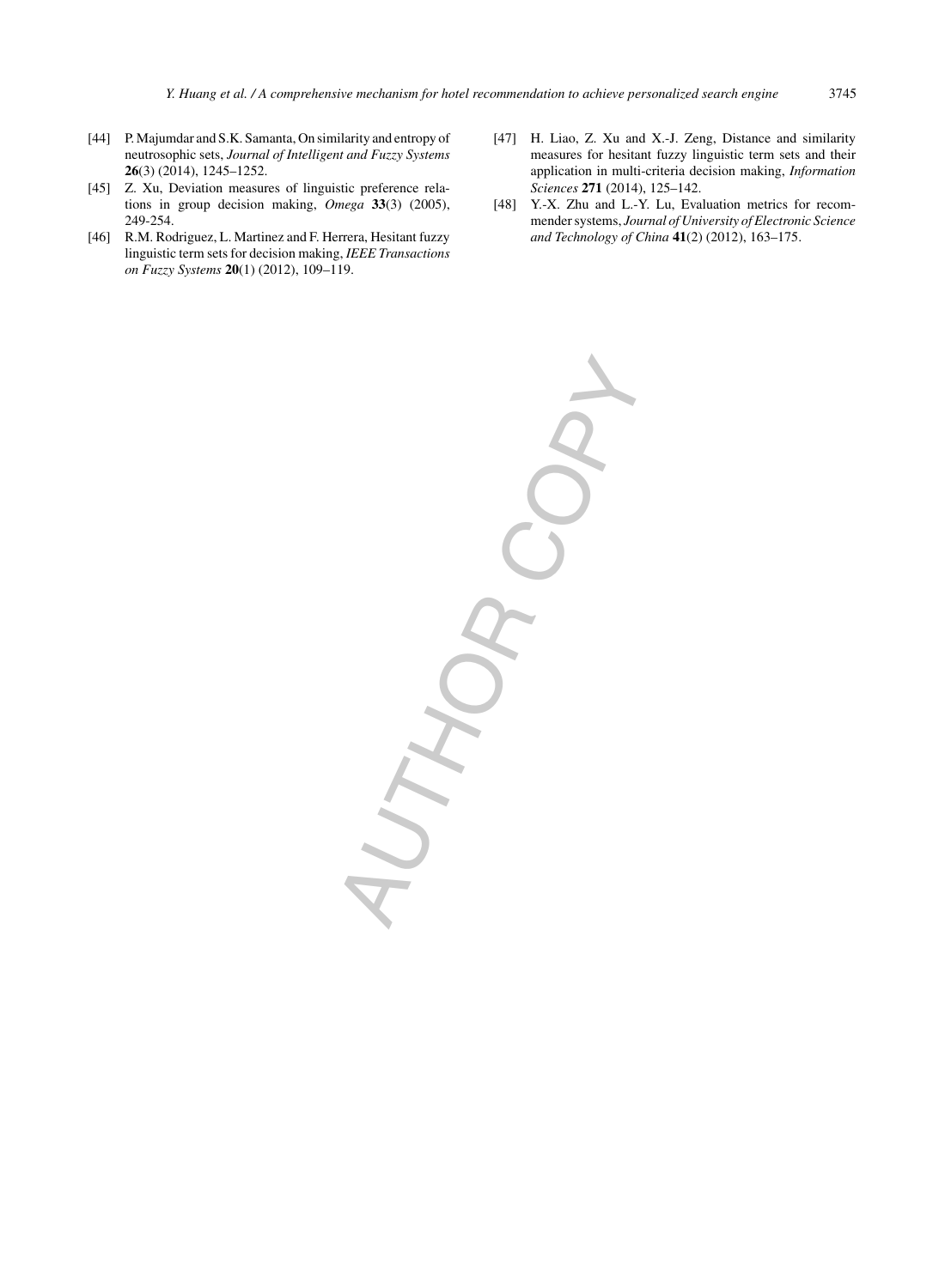[44] P. Majumdar and S.K. Samanta, On similarity and entropy of neutrosophic sets, *Journal of Intelligent and Fuzzy Systems* **26**(3) (2014), 1245–1252.

[45] Z. Xu, Deviation measures of linguistic preference relations in group decision making, *Omega* **33**(3) (2005), 249-254.

[46] R.M. Rodriguez, L. Martinez and F. Herrera, Hesitant fuzzy linguistic term sets for decision making, *IEEE Transactions on Fuzzy Systems* **20**(1) (2012), 109–119.

[47] H. Liao, Z. Xu and X.-J. Zeng, Distance and similarity measures for hesitant fuzzy linguistic term sets and their application in multi-criteria decision making, *Information Sciences* **271** (2014), 125–142.

[48] Y.-X. Zhu and L.-Y. Lu, Evaluation metrics for recommender systems, *Journal of University of Electronic Science and Technology of China* **41**(2) (2012), 163–175.